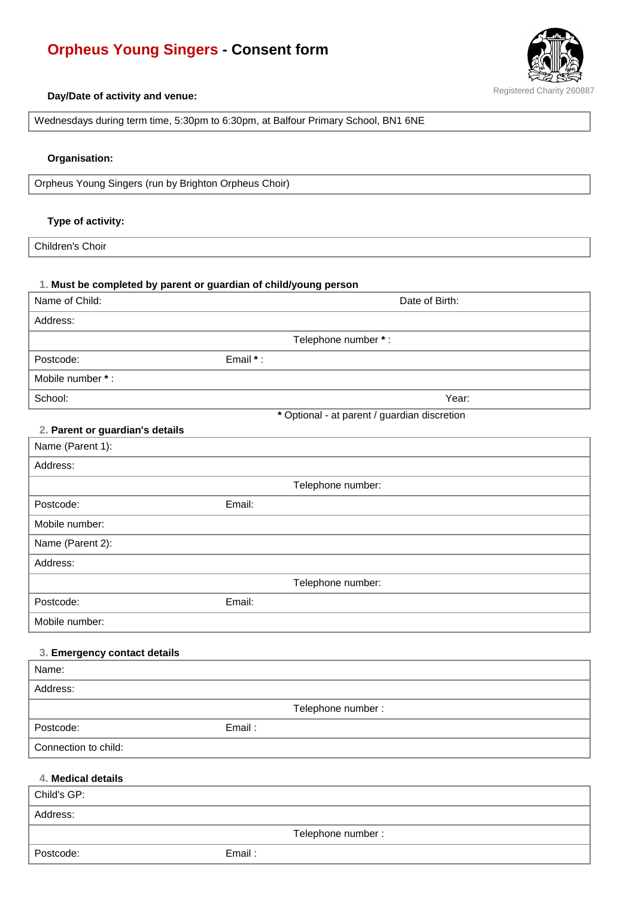# Orpheus Young Singers - Consent form

Registered Charity 260887

**Day/Date of activity and venue:**

| Wednesdays during term time, 5:30pm to 6:30pm, at Balfour Primary School, BN1 6NE |
|---|

**Organisation:**

| Orpheus Young Singers (run by Brighton Orpheus Choir) |
|---|

**Type of activity:**

| Children's Choir |
|---|

### 1. Must be completed by parent or guardian of child/young person

| | | |
|---|---|---|
| Name of Child: | | Date of Birth: |
| Address: | | |
| | Telephone number * : | |
| Postcode: | Email * : | |
| Mobile number * : | | |
| School: | | Year: |

\* Optional - at parent / guardian discretion

### 2. Parent or guardian's details

| | | |
|---|---|---|
| Name (Parent 1): | | |
| Address: | | |
| | Telephone number: | |
| Postcode: | Email: | |
| Mobile number: | | |
| Name (Parent 2): | | |
| Address: | | |
| | Telephone number: | |
| Postcode: | Email: | |
| Mobile number: | | |

### 3. Emergency contact details

| | | |
|---|---|---|
| Name: | | |
| Address: | | |
| | Telephone number : | |
| Postcode: | Email : | |
| Connection to child: | | |

### 4. Medical details

| | | |
|---|---|---|
| Child's GP: | | |
| Address: | | |
| | Telephone number : | |
| Postcode: | Email : | |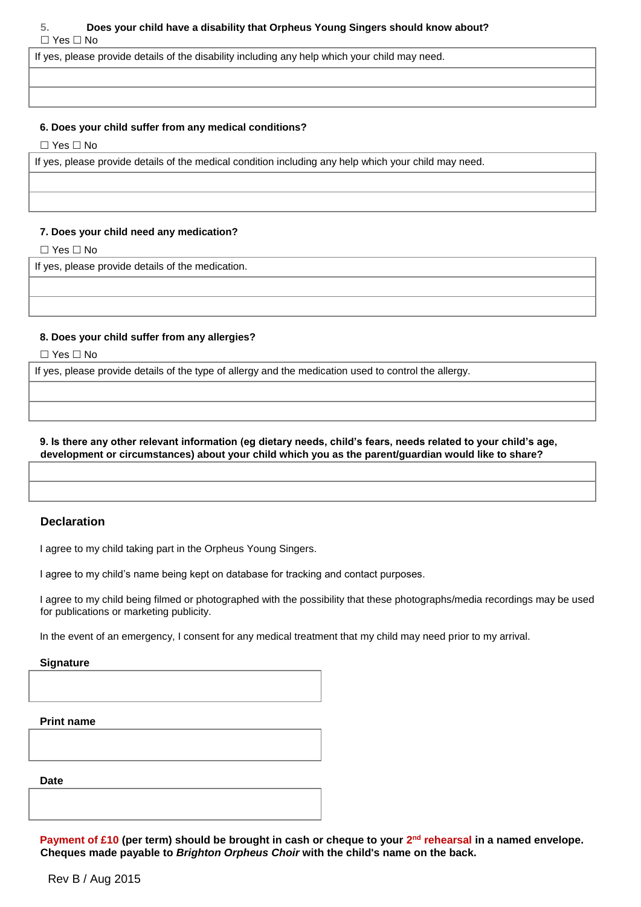**5. Does your child have a disability that Orpheus Young Singers should know about?**

☐ Yes ☐ No

| If yes, please provide details of the disability including any help which your child may need. |
|---|
| |
| |

**6. Does your child suffer from any medical conditions?**

☐ Yes ☐ No

| If yes, please provide details of the medical condition including any help which your child may need. |
|---|
| |
| |

**7. Does your child need any medication?**

☐ Yes ☐ No

| If yes, please provide details of the medication. |
|---|
| |
| |

**8. Does your child suffer from any allergies?**

☐ Yes ☐ No

| If yes, please provide details of the type of allergy and the medication used to control the allergy. |
|---|
| |
| |

**9. Is there any other relevant information (eg dietary needs, child's fears, needs related to your child's age, development or circumstances) about your child which you as the parent/guardian would like to share?**

| |
|---|
| |

### Declaration

I agree to my child taking part in the Orpheus Young Singers.

I agree to my child's name being kept on database for tracking and contact purposes.

I agree to my child being filmed or photographed with the possibility that these photographs/media recordings may be used for publications or marketing publicity.

In the event of an emergency, I consent for any medical treatment that my child may need prior to my arrival.

**Signature**

| |
|---|

**Print name**

| |
|---|

**Date**

| |
|---|

**Payment of £10 (per term) should be brought in cash or cheque to your 2nd rehearsal in a named envelope. Cheques made payable to *Brighton Orpheus Choir* with the child's name on the back.**

Rev B / Aug 2015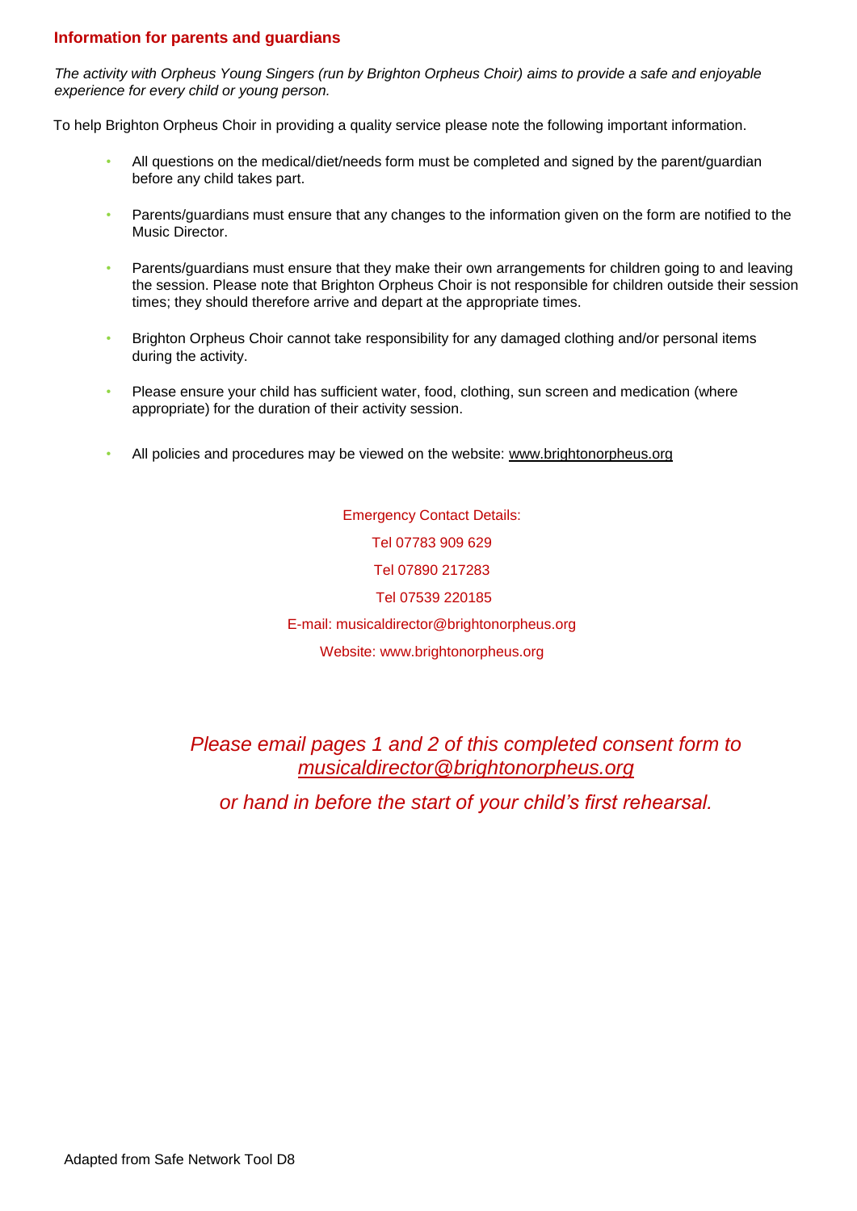## Information for parents and guardians

*The activity with Orpheus Young Singers (run by Brighton Orpheus Choir) aims to provide a safe and enjoyable experience for every child or young person.*

To help Brighton Orpheus Choir in providing a quality service please note the following important information.

- All questions on the medical/diet/needs form must be completed and signed by the parent/guardian before any child takes part.
- Parents/guardians must ensure that any changes to the information given on the form are notified to the Music Director.
- Parents/guardians must ensure that they make their own arrangements for children going to and leaving the session. Please note that Brighton Orpheus Choir is not responsible for children outside their session times; they should therefore arrive and depart at the appropriate times.
- Brighton Orpheus Choir cannot take responsibility for any damaged clothing and/or personal items during the activity.
- Please ensure your child has sufficient water, food, clothing, sun screen and medication (where appropriate) for the duration of their activity session.
- All policies and procedures may be viewed on the website: www.brightonorpheus.org

Emergency Contact Details:

Tel 07783 909 629

Tel 07890 217283

Tel 07539 220185

E-mail: musicaldirector@brightonorpheus.org

Website: www.brightonorpheus.org

*Please email pages 1 and 2 of this completed consent form to musicaldirector@brightonorpheus.org*

*or hand in before the start of your child's first rehearsal.*

Adapted from Safe Network Tool D8